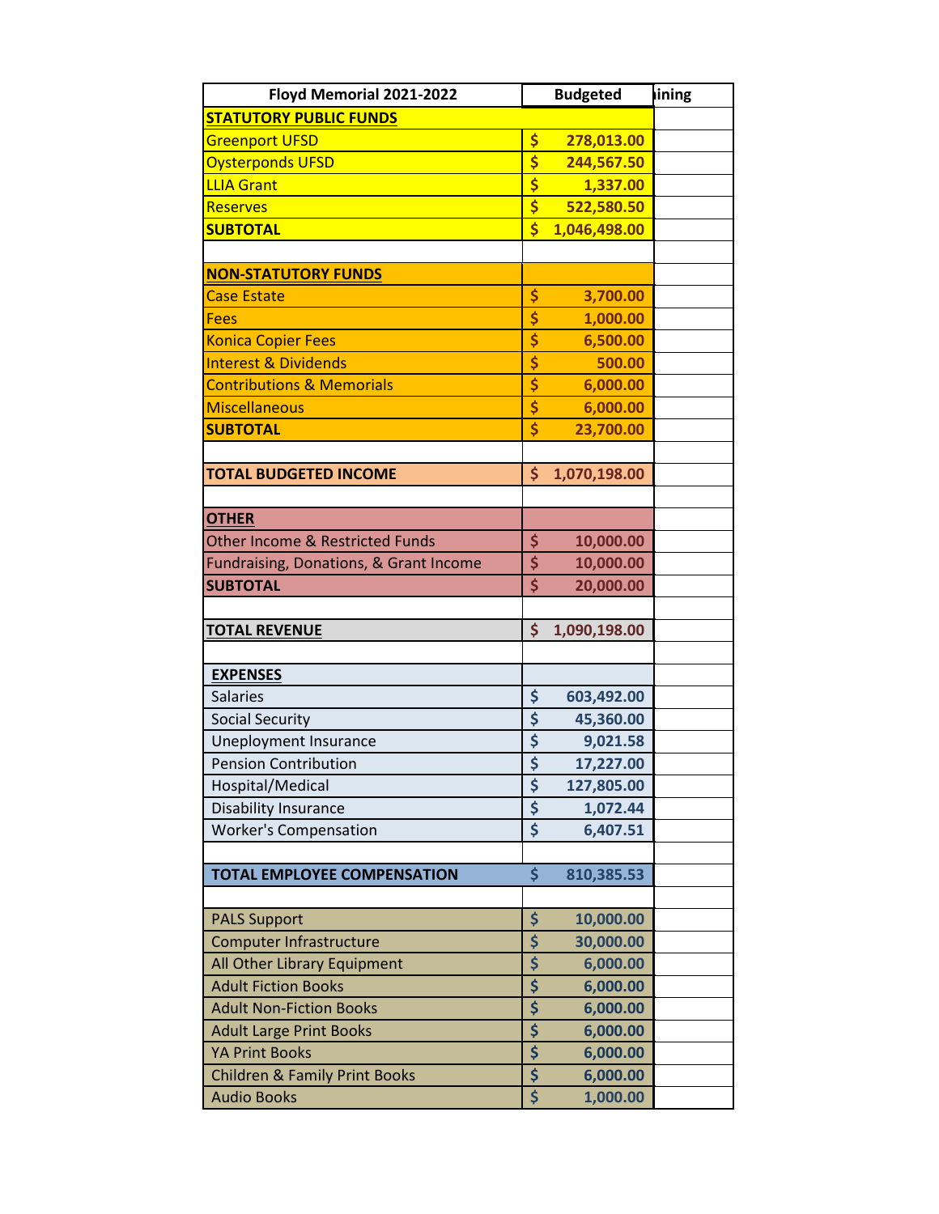| Floyd Memorial 2021-2022 | Budgeted | ining |
|---|---|---|
| **STATUTORY PUBLIC FUNDS** | | |
| Greenport UFSD | $ 278,013.00 | |
| Oysterponds UFSD | $ 244,567.50 | |
| LLIA Grant | $ 1,337.00 | |
| Reserves | $ 522,580.50 | |
| **SUBTOTAL** | $ 1,046,498.00 | |
| | | |
| **NON-STATUTORY FUNDS** | | |
| Case Estate | $ 3,700.00 | |
| Fees | $ 1,000.00 | |
| Konica Copier Fees | $ 6,500.00 | |
| Interest & Dividends | $ 500.00 | |
| Contributions & Memorials | $ 6,000.00 | |
| Miscellaneous | $ 6,000.00 | |
| **SUBTOTAL** | $ 23,700.00 | |
| | | |
| **TOTAL BUDGETED INCOME** | $ 1,070,198.00 | |
| | | |
| **OTHER** | | |
| Other Income & Restricted Funds | $ 10,000.00 | |
| Fundraising, Donations, & Grant Income | $ 10,000.00 | |
| **SUBTOTAL** | $ 20,000.00 | |
| | | |
| **TOTAL REVENUE** | $ 1,090,198.00 | |
| | | |
| **EXPENSES** | | |
| Salaries | $ 603,492.00 | |
| Social Security | $ 45,360.00 | |
| Uneployment Insurance | $ 9,021.58 | |
| Pension Contribution | $ 17,227.00 | |
| Hospital/Medical | $ 127,805.00 | |
| Disability Insurance | $ 1,072.44 | |
| Worker's Compensation | $ 6,407.51 | |
| | | |
| **TOTAL EMPLOYEE COMPENSATION** | $ 810,385.53 | |
| | | |
| PALS Support | $ 10,000.00 | |
| Computer Infrastructure | $ 30,000.00 | |
| All Other Library Equipment | $ 6,000.00 | |
| Adult Fiction Books | $ 6,000.00 | |
| Adult Non-Fiction Books | $ 6,000.00 | |
| Adult Large Print Books | $ 6,000.00 | |
| YA Print Books | $ 6,000.00 | |
| Children & Family Print Books | $ 6,000.00 | |
| Audio Books | $ 1,000.00 | |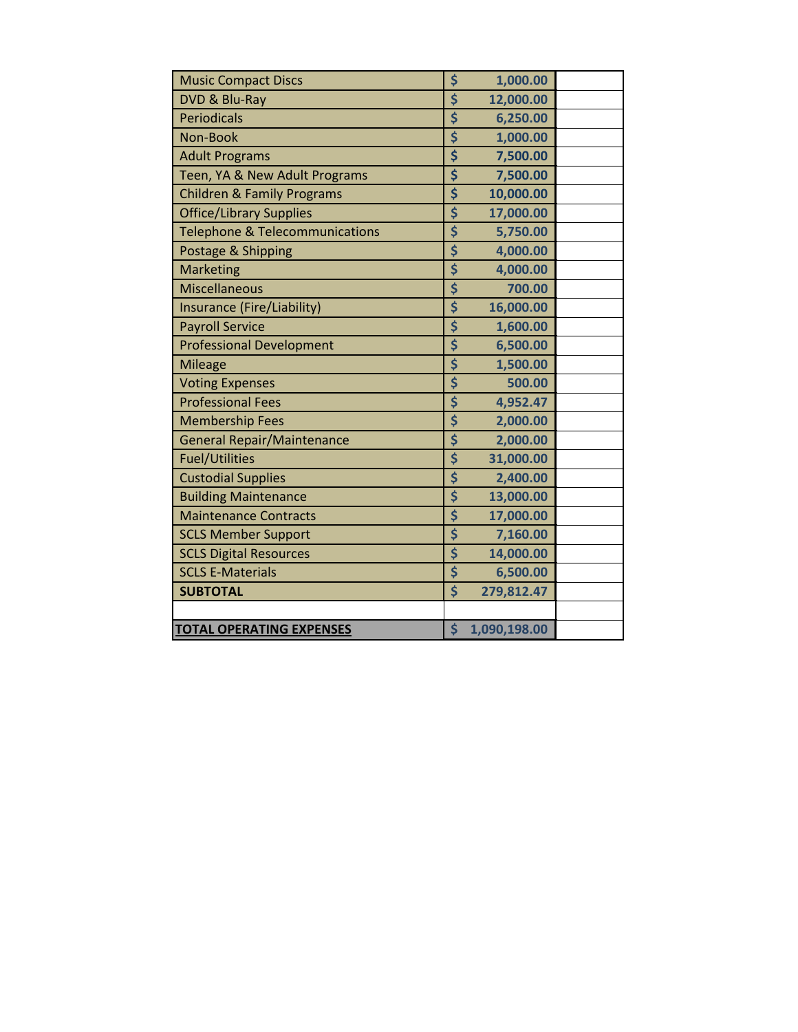| | | |
|---|---|---|
| Music Compact Discs | $ 1,000.00 | |
| DVD & Blu-Ray | $ 12,000.00 | |
| Periodicals | $ 6,250.00 | |
| Non-Book | $ 1,000.00 | |
| Adult Programs | $ 7,500.00 | |
| Teen, YA & New Adult Programs | $ 7,500.00 | |
| Children & Family Programs | $ 10,000.00 | |
| Office/Library Supplies | $ 17,000.00 | |
| Telephone & Telecommunications | $ 5,750.00 | |
| Postage & Shipping | $ 4,000.00 | |
| Marketing | $ 4,000.00 | |
| Miscellaneous | $ 700.00 | |
| Insurance (Fire/Liability) | $ 16,000.00 | |
| Payroll Service | $ 1,600.00 | |
| Professional Development | $ 6,500.00 | |
| Mileage | $ 1,500.00 | |
| Voting Expenses | $ 500.00 | |
| Professional Fees | $ 4,952.47 | |
| Membership Fees | $ 2,000.00 | |
| General Repair/Maintenance | $ 2,000.00 | |
| Fuel/Utilities | $ 31,000.00 | |
| Custodial Supplies | $ 2,400.00 | |
| Building Maintenance | $ 13,000.00 | |
| Maintenance Contracts | $ 17,000.00 | |
| SCLS Member Support | $ 7,160.00 | |
| SCLS Digital Resources | $ 14,000.00 | |
| SCLS E-Materials | $ 6,500.00 | |
| **SUBTOTAL** | $ 279,812.47 | |
| | | |
| **TOTAL OPERATING EXPENSES** | $ 1,090,198.00 | |